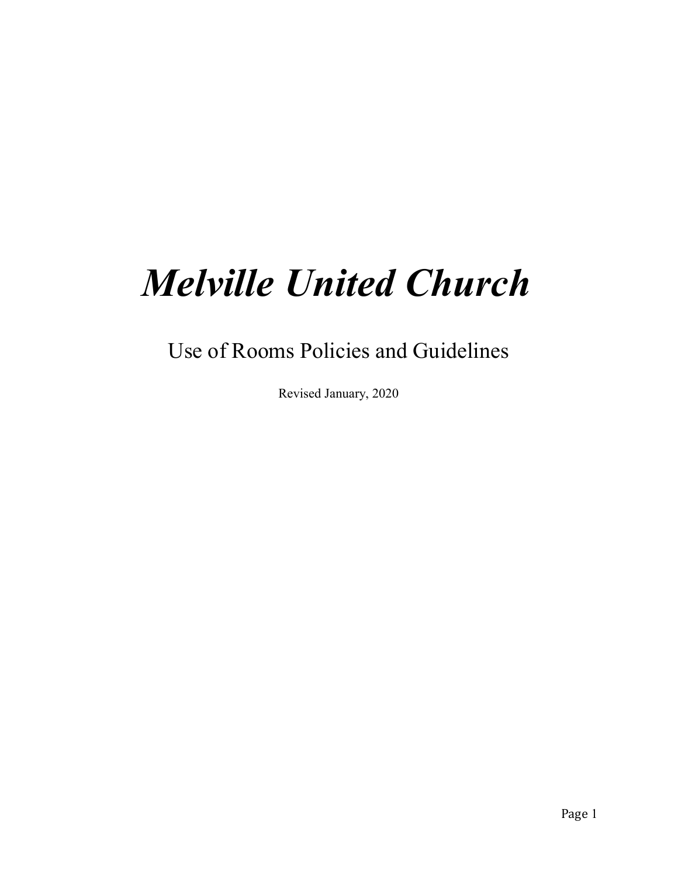# *Melville United Church*

## Use of Rooms Policies and Guidelines

Revised January, 2020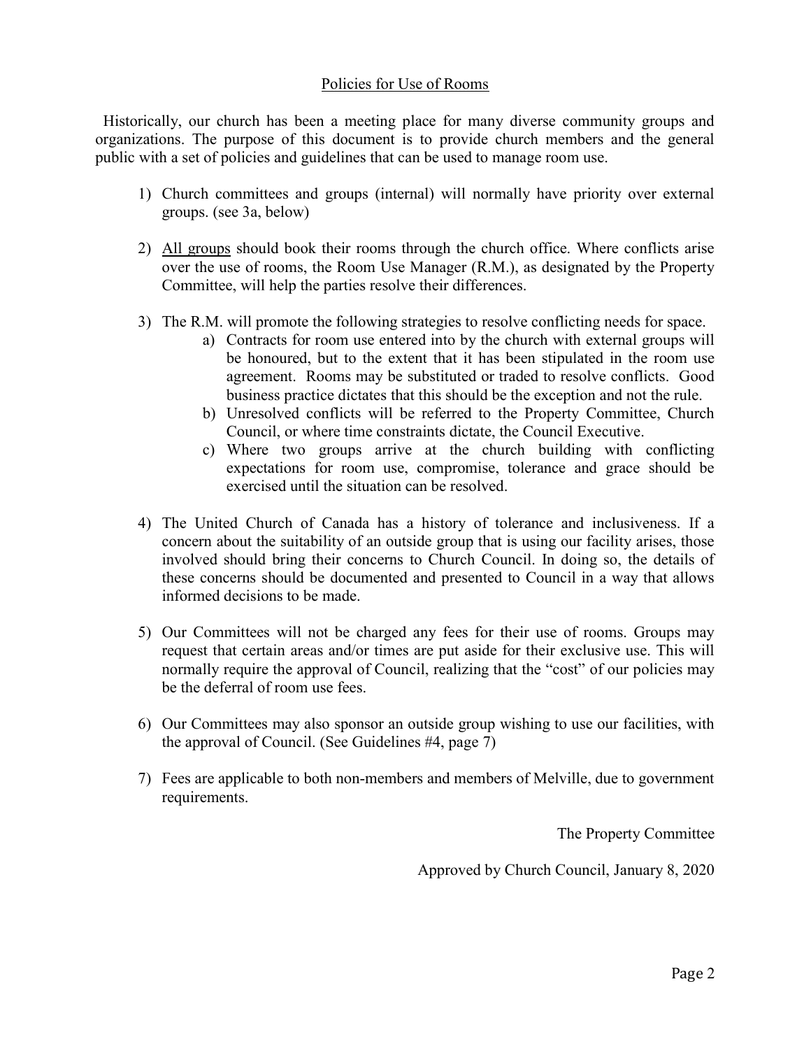## Policies for Use of Rooms

Historically, our church has been a meeting place for many diverse community groups and organizations. The purpose of this document is to provide church members and the general public with a set of policies and guidelines that can be used to manage room use.

1) Church committees and groups (internal) will normally have priority over external groups. (see 3a, below)

2) All groups should book their rooms through the church office. Where conflicts arise over the use of rooms, the Room Use Manager (R.M.), as designated by the Property Committee, will help the parties resolve their differences.

3) The R.M. will promote the following strategies to resolve conflicting needs for space.
    a) Contracts for room use entered into by the church with external groups will be honoured, but to the extent that it has been stipulated in the room use agreement. Rooms may be substituted or traded to resolve conflicts. Good business practice dictates that this should be the exception and not the rule.
    b) Unresolved conflicts will be referred to the Property Committee, Church Council, or where time constraints dictate, the Council Executive.
    c) Where two groups arrive at the church building with conflicting expectations for room use, compromise, tolerance and grace should be exercised until the situation can be resolved.

4) The United Church of Canada has a history of tolerance and inclusiveness. If a concern about the suitability of an outside group that is using our facility arises, those involved should bring their concerns to Church Council. In doing so, the details of these concerns should be documented and presented to Council in a way that allows informed decisions to be made.

5) Our Committees will not be charged any fees for their use of rooms. Groups may request that certain areas and/or times are put aside for their exclusive use. This will normally require the approval of Council, realizing that the "cost" of our policies may be the deferral of room use fees.

6) Our Committees may also sponsor an outside group wishing to use our facilities, with the approval of Council. (See Guidelines #4, page 7)

7) Fees are applicable to both non-members and members of Melville, due to government requirements.

The Property Committee

Approved by Church Council, January 8, 2020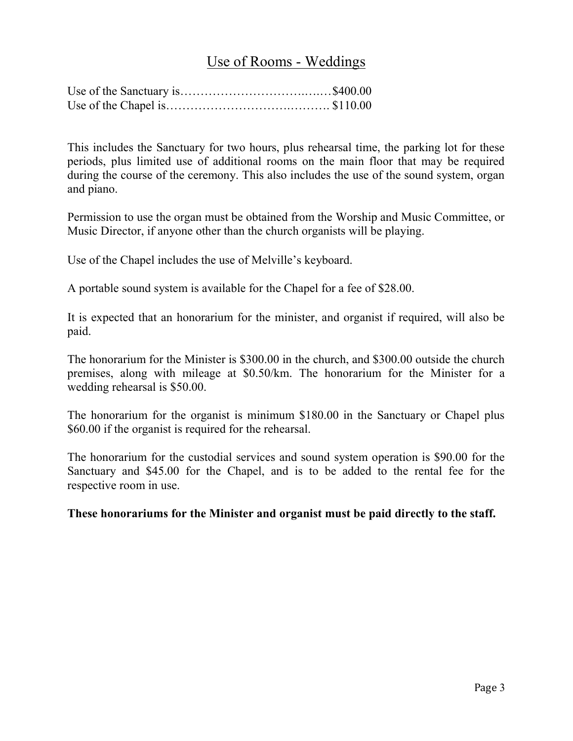## Use of Rooms - Weddings

Use of the Sanctuary is……………………………..…..…$400.00
Use of the Chapel is………………………….………. $110.00

This includes the Sanctuary for two hours, plus rehearsal time, the parking lot for these periods, plus limited use of additional rooms on the main floor that may be required during the course of the ceremony. This also includes the use of the sound system, organ and piano.

Permission to use the organ must be obtained from the Worship and Music Committee, or Music Director, if anyone other than the church organists will be playing.

Use of the Chapel includes the use of Melville's keyboard.

A portable sound system is available for the Chapel for a fee of $28.00.

It is expected that an honorarium for the minister, and organist if required, will also be paid.

The honorarium for the Minister is $300.00 in the church, and $300.00 outside the church premises, along with mileage at $0.50/km. The honorarium for the Minister for a wedding rehearsal is $50.00.

The honorarium for the organist is minimum $180.00 in the Sanctuary or Chapel plus $60.00 if the organist is required for the rehearsal.

The honorarium for the custodial services and sound system operation is $90.00 for the Sanctuary and $45.00 for the Chapel, and is to be added to the rental fee for the respective room in use.

**These honorariums for the Minister and organist must be paid directly to the staff.**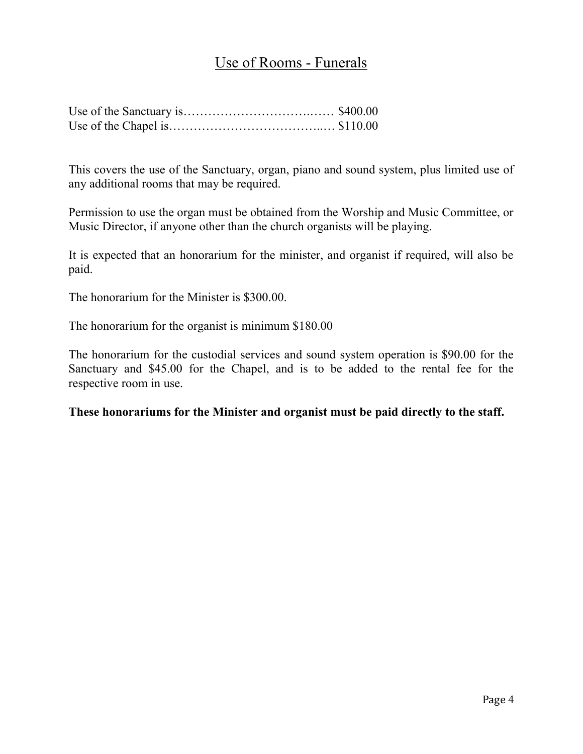## Use of Rooms - Funerals

Use of the Sanctuary is……………………………..…… $400.00
Use of the Chapel is………………………………..… $110.00

This covers the use of the Sanctuary, organ, piano and sound system, plus limited use of any additional rooms that may be required.

Permission to use the organ must be obtained from the Worship and Music Committee, or Music Director, if anyone other than the church organists will be playing.

It is expected that an honorarium for the minister, and organist if required, will also be paid.

The honorarium for the Minister is $300.00.

The honorarium for the organist is minimum $180.00

The honorarium for the custodial services and sound system operation is $90.00 for the Sanctuary and $45.00 for the Chapel, and is to be added to the rental fee for the respective room in use.

**These honorariums for the Minister and organist must be paid directly to the staff.**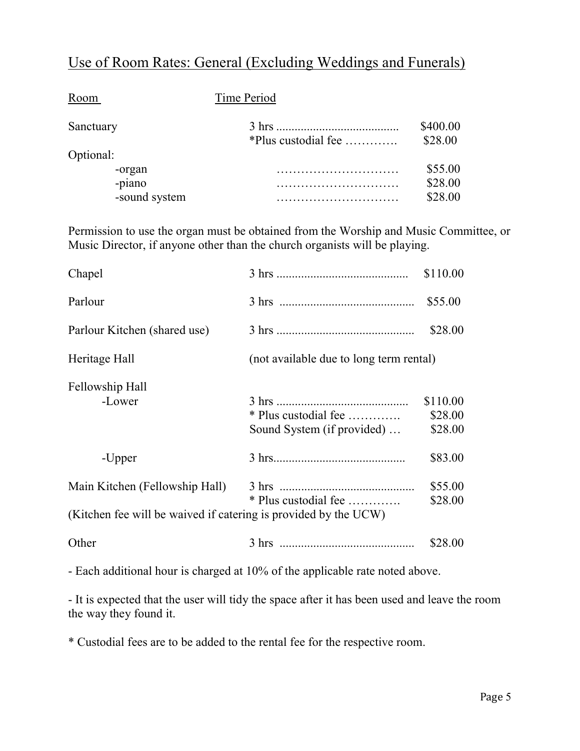## Use of Room Rates: General (Excluding Weddings and Funerals)

| Room | Time Period | |
|---|---|---|
| Sanctuary | 3 hrs | $400.00 |
| | *Plus custodial fee | $28.00 |
| Optional: | | |
| -organ | | $55.00 |
| -piano | | $28.00 |
| -sound system | | $28.00 |

Permission to use the organ must be obtained from the Worship and Music Committee, or Music Director, if anyone other than the church organists will be playing.

| Room | Time Period | |
|---|---|---|
| Chapel | 3 hrs | $110.00 |
| Parlour | 3 hrs | $55.00 |
| Parlour Kitchen (shared use) | 3 hrs | $28.00 |
| Heritage Hall | (not available due to long term rental) | |
| Fellowship Hall | | |
| -Lower | 3 hrs | $110.00 |
| | * Plus custodial fee | $28.00 |
| | Sound System (if provided) | $28.00 |
| -Upper | 3 hrs | $83.00 |
| Main Kitchen (Fellowship Hall) | 3 hrs | $55.00 |
| | * Plus custodial fee | $28.00 |

(Kitchen fee will be waived if catering is provided by the UCW)

| Room | Time Period | |
|---|---|---|
| Other | 3 hrs | $28.00 |

- Each additional hour is charged at 10% of the applicable rate noted above.

- It is expected that the user will tidy the space after it has been used and leave the room the way they found it.

* Custodial fees are to be added to the rental fee for the respective room.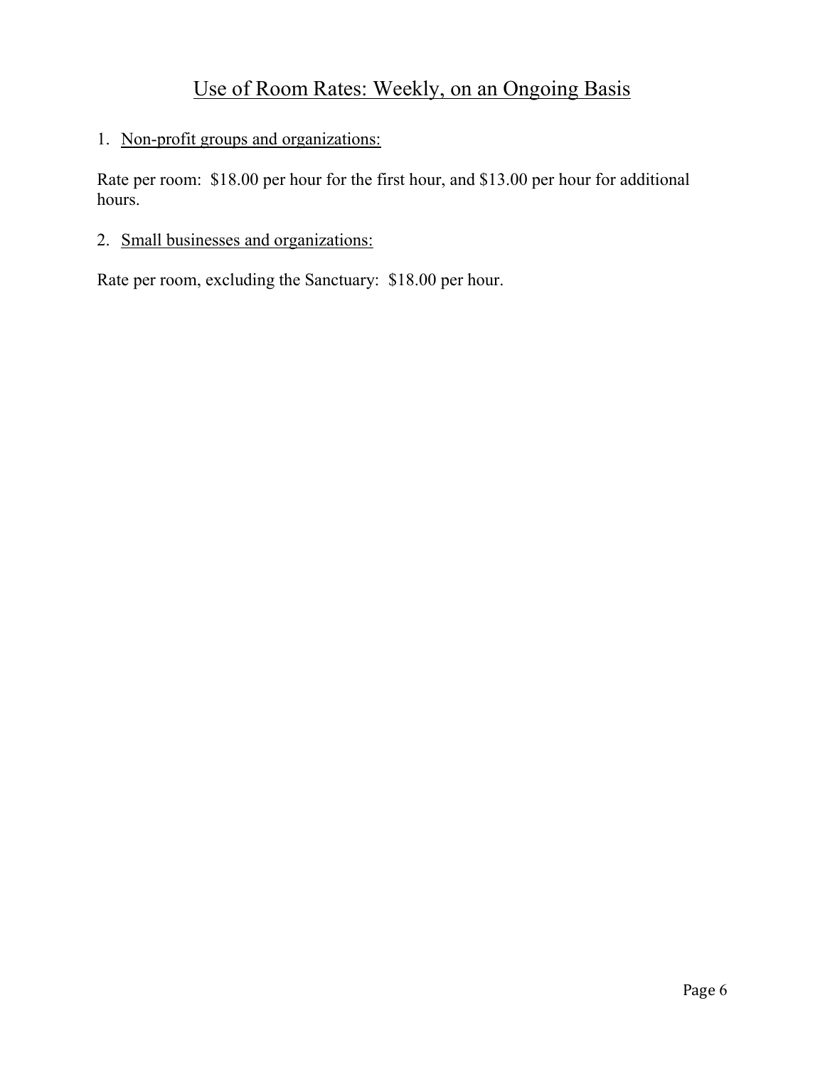# Use of Room Rates: Weekly, on an Ongoing Basis

1. Non-profit groups and organizations:

Rate per room: $18.00 per hour for the first hour, and $13.00 per hour for additional hours.

2. Small businesses and organizations:

Rate per room, excluding the Sanctuary: $18.00 per hour.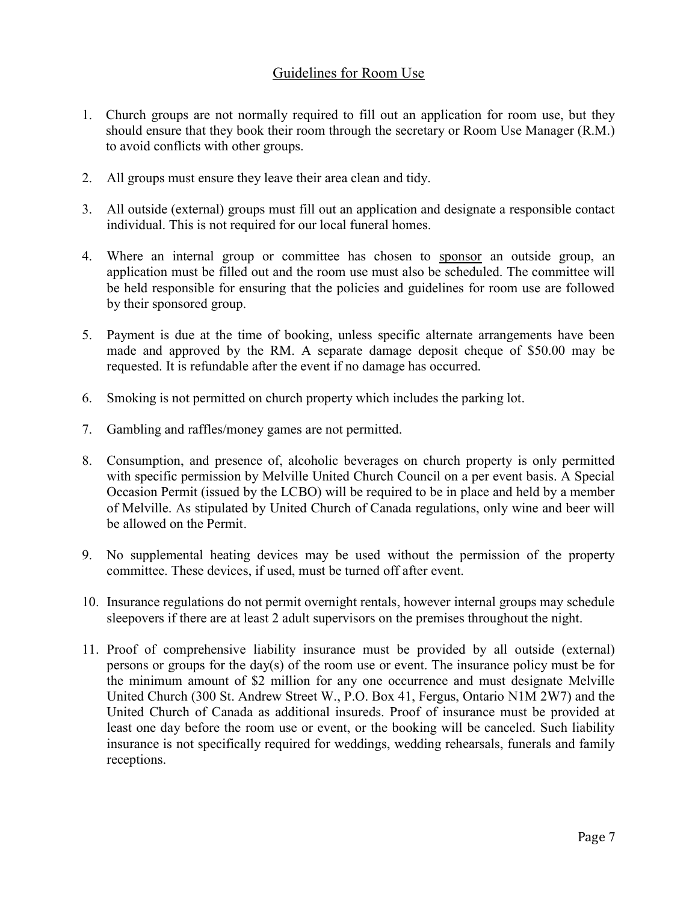## Guidelines for Room Use

1. Church groups are not normally required to fill out an application for room use, but they should ensure that they book their room through the secretary or Room Use Manager (R.M.) to avoid conflicts with other groups.

2. All groups must ensure they leave their area clean and tidy.

3. All outside (external) groups must fill out an application and designate a responsible contact individual. This is not required for our local funeral homes.

4. Where an internal group or committee has chosen to sponsor an outside group, an application must be filled out and the room use must also be scheduled. The committee will be held responsible for ensuring that the policies and guidelines for room use are followed by their sponsored group.

5. Payment is due at the time of booking, unless specific alternate arrangements have been made and approved by the RM. A separate damage deposit cheque of $50.00 may be requested. It is refundable after the event if no damage has occurred.

6. Smoking is not permitted on church property which includes the parking lot.

7. Gambling and raffles/money games are not permitted.

8. Consumption, and presence of, alcoholic beverages on church property is only permitted with specific permission by Melville United Church Council on a per event basis. A Special Occasion Permit (issued by the LCBO) will be required to be in place and held by a member of Melville. As stipulated by United Church of Canada regulations, only wine and beer will be allowed on the Permit.

9. No supplemental heating devices may be used without the permission of the property committee. These devices, if used, must be turned off after event.

10. Insurance regulations do not permit overnight rentals, however internal groups may schedule sleepovers if there are at least 2 adult supervisors on the premises throughout the night.

11. Proof of comprehensive liability insurance must be provided by all outside (external) persons or groups for the day(s) of the room use or event. The insurance policy must be for the minimum amount of $2 million for any one occurrence and must designate Melville United Church (300 St. Andrew Street W., P.O. Box 41, Fergus, Ontario N1M 2W7) and the United Church of Canada as additional insureds. Proof of insurance must be provided at least one day before the room use or event, or the booking will be canceled. Such liability insurance is not specifically required for weddings, wedding rehearsals, funerals and family receptions.